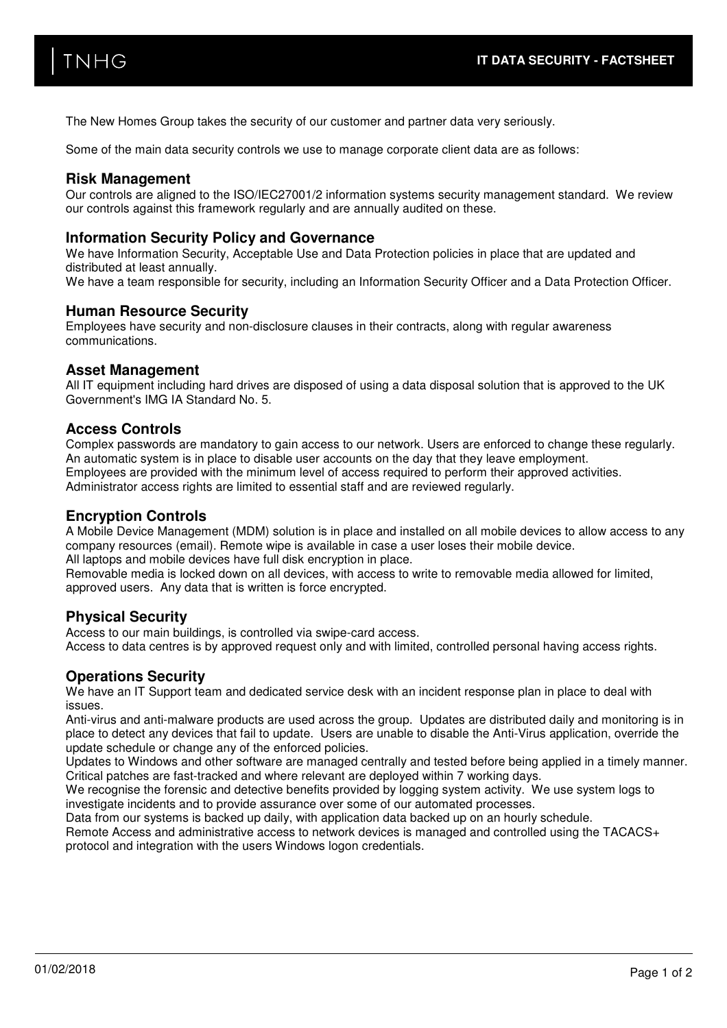# IT DATA SECURITY - FACTSHEET

The New Homes Group takes the security of our customer and partner data very seriously.

Some of the main data security controls we use to manage corporate client data are as follows:

## Risk Management

Our controls are aligned to the ISO/IEC27001/2 information systems security management standard. We review our controls against this framework regularly and are annually audited on these.

## Information Security Policy and Governance

We have Information Security, Acceptable Use and Data Protection policies in place that are updated and distributed at least annually.
We have a team responsible for security, including an Information Security Officer and a Data Protection Officer.

## Human Resource Security

Employees have security and non-disclosure clauses in their contracts, along with regular awareness communications.

## Asset Management

All IT equipment including hard drives are disposed of using a data disposal solution that is approved to the UK Government's IMG IA Standard No. 5.

## Access Controls

Complex passwords are mandatory to gain access to our network. Users are enforced to change these regularly.
An automatic system is in place to disable user accounts on the day that they leave employment.
Employees are provided with the minimum level of access required to perform their approved activities.
Administrator access rights are limited to essential staff and are reviewed regularly.

## Encryption Controls

A Mobile Device Management (MDM) solution is in place and installed on all mobile devices to allow access to any company resources (email). Remote wipe is available in case a user loses their mobile device.
All laptops and mobile devices have full disk encryption in place.
Removable media is locked down on all devices, with access to write to removable media allowed for limited, approved users. Any data that is written is force encrypted.

## Physical Security

Access to our main buildings, is controlled via swipe-card access.
Access to data centres is by approved request only and with limited, controlled personal having access rights.

## Operations Security

We have an IT Support team and dedicated service desk with an incident response plan in place to deal with issues.
Anti-virus and anti-malware products are used across the group. Updates are distributed daily and monitoring is in place to detect any devices that fail to update. Users are unable to disable the Anti-Virus application, override the update schedule or change any of the enforced policies.
Updates to Windows and other software are managed centrally and tested before being applied in a timely manner. Critical patches are fast-tracked and where relevant are deployed within 7 working days.
We recognise the forensic and detective benefits provided by logging system activity. We use system logs to investigate incidents and to provide assurance over some of our automated processes.
Data from our systems is backed up daily, with application data backed up on an hourly schedule.
Remote Access and administrative access to network devices is managed and controlled using the TACACS+ protocol and integration with the users Windows logon credentials.

01/02/2018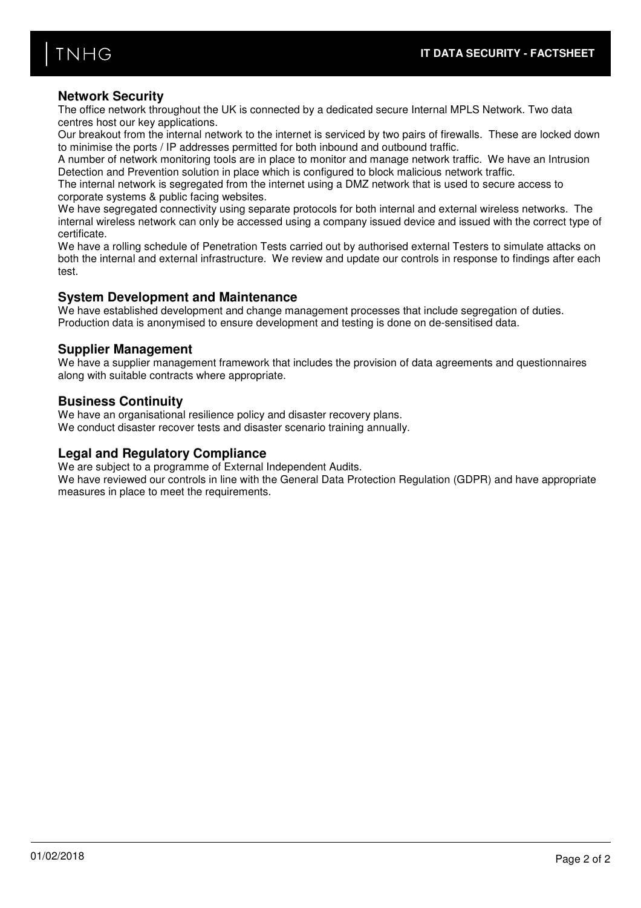## Network Security

The office network throughout the UK is connected by a dedicated secure Internal MPLS Network. Two data centres host our key applications.

Our breakout from the internal network to the internet is serviced by two pairs of firewalls. These are locked down to minimise the ports / IP addresses permitted for both inbound and outbound traffic.

A number of network monitoring tools are in place to monitor and manage network traffic. We have an Intrusion Detection and Prevention solution in place which is configured to block malicious network traffic.

The internal network is segregated from the internet using a DMZ network that is used to secure access to corporate systems & public facing websites.

We have segregated connectivity using separate protocols for both internal and external wireless networks. The internal wireless network can only be accessed using a company issued device and issued with the correct type of certificate.

We have a rolling schedule of Penetration Tests carried out by authorised external Testers to simulate attacks on both the internal and external infrastructure. We review and update our controls in response to findings after each test.

## System Development and Maintenance

We have established development and change management processes that include segregation of duties.
Production data is anonymised to ensure development and testing is done on de-sensitised data.

## Supplier Management

We have a supplier management framework that includes the provision of data agreements and questionnaires along with suitable contracts where appropriate.

## Business Continuity

We have an organisational resilience policy and disaster recovery plans.
We conduct disaster recover tests and disaster scenario training annually.

## Legal and Regulatory Compliance

We are subject to a programme of External Independent Audits.
We have reviewed our controls in line with the General Data Protection Regulation (GDPR) and have appropriate measures in place to meet the requirements.